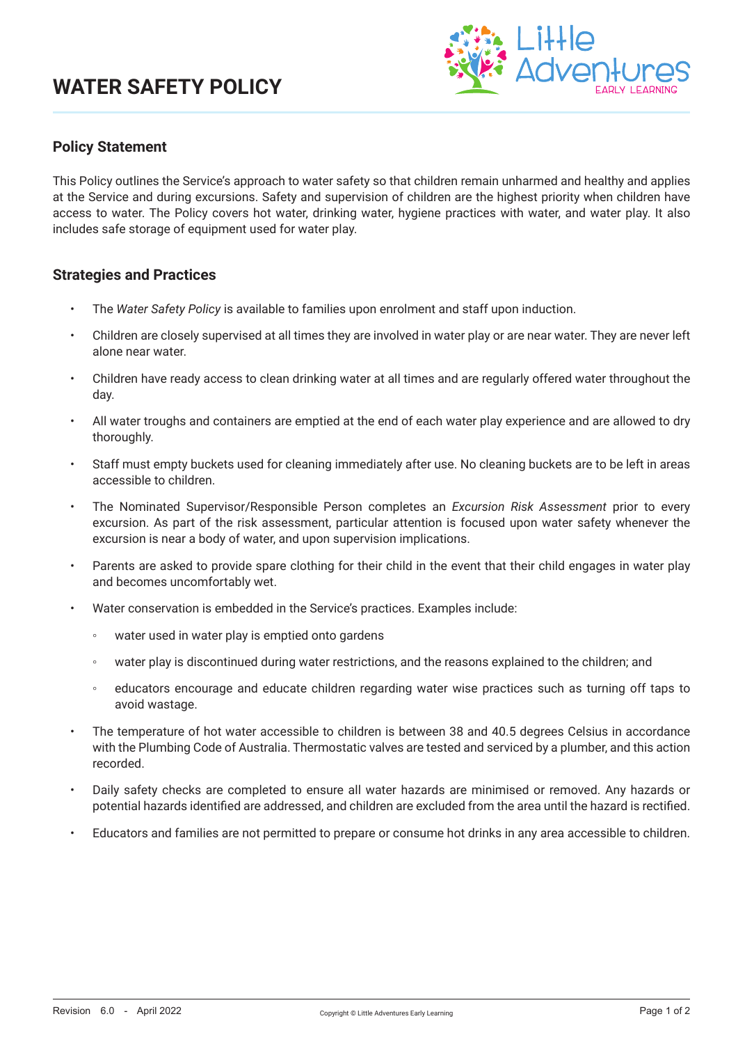# WATER SAFETY POLICY

## Policy Statement

This Policy outlines the Service's approach to water safety so that children remain unharmed and healthy and applies at the Service and during excursions. Safety and supervision of children are the highest priority when children have access to water. The Policy covers hot water, drinking water, hygiene practices with water, and water play. It also includes safe storage of equipment used for water play.

## Strategies and Practices

- The *Water Safety Policy* is available to families upon enrolment and staff upon induction.
- Children are closely supervised at all times they are involved in water play or are near water. They are never left alone near water.
- Children have ready access to clean drinking water at all times and are regularly offered water throughout the day.
- All water troughs and containers are emptied at the end of each water play experience and are allowed to dry thoroughly.
- Staff must empty buckets used for cleaning immediately after use. No cleaning buckets are to be left in areas accessible to children.
- The Nominated Supervisor/Responsible Person completes an *Excursion Risk Assessment* prior to every excursion. As part of the risk assessment, particular attention is focused upon water safety whenever the excursion is near a body of water, and upon supervision implications.
- Parents are asked to provide spare clothing for their child in the event that their child engages in water play and becomes uncomfortably wet.
- Water conservation is embedded in the Service's practices. Examples include:
  - water used in water play is emptied onto gardens
  - water play is discontinued during water restrictions, and the reasons explained to the children; and
  - educators encourage and educate children regarding water wise practices such as turning off taps to avoid wastage.
- The temperature of hot water accessible to children is between 38 and 40.5 degrees Celsius in accordance with the Plumbing Code of Australia. Thermostatic valves are tested and serviced by a plumber, and this action recorded.
- Daily safety checks are completed to ensure all water hazards are minimised or removed. Any hazards or potential hazards identified are addressed, and children are excluded from the area until the hazard is rectified.
- Educators and families are not permitted to prepare or consume hot drinks in any area accessible to children.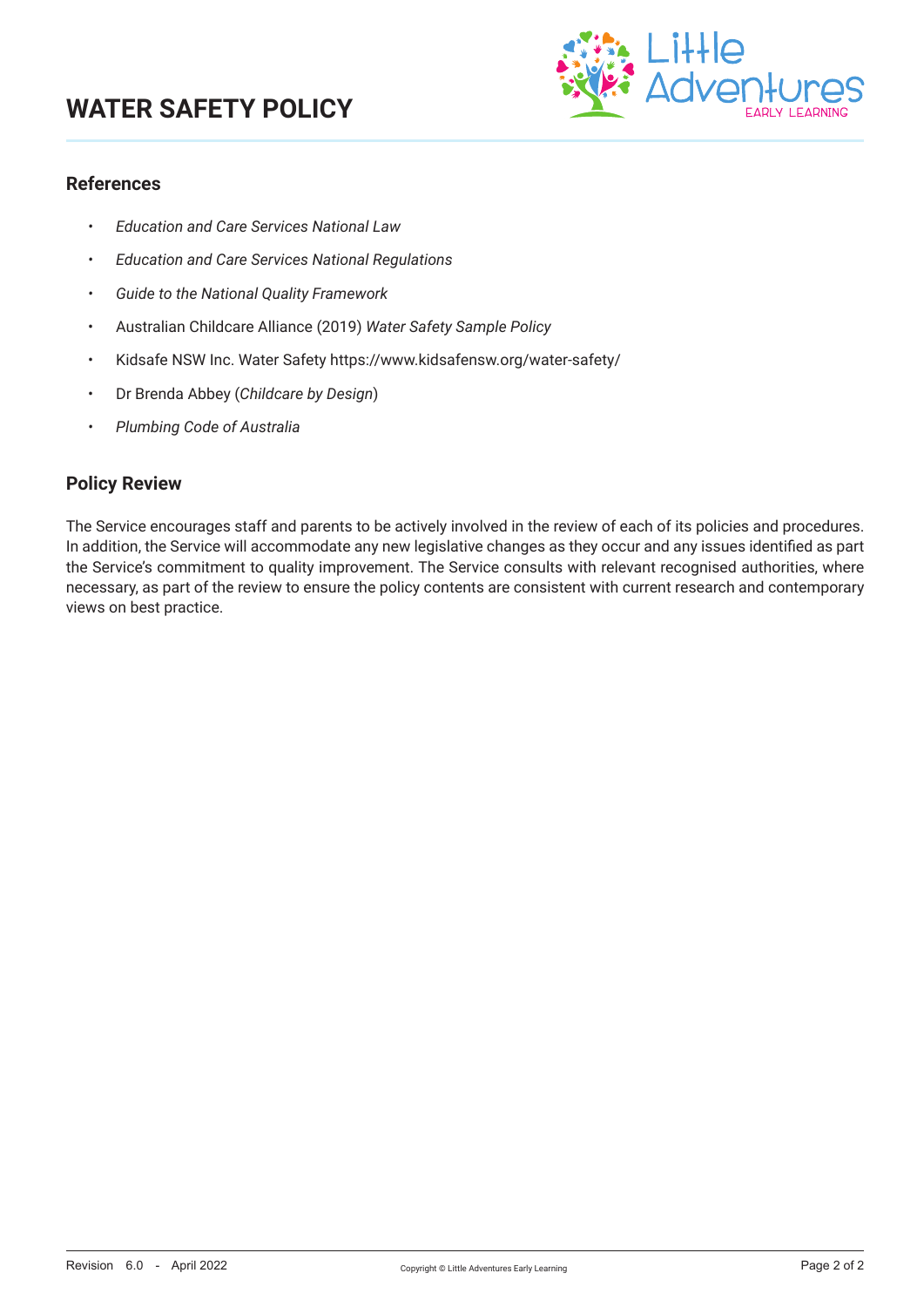## References

- *Education and Care Services National Law*
- *Education and Care Services National Regulations*
- *Guide to the National Quality Framework*
- Australian Childcare Alliance (2019) *Water Safety Sample Policy*
- Kidsafe NSW Inc. Water Safety https://www.kidsafensw.org/water-safety/
- Dr Brenda Abbey (*Childcare by Design*)
- *Plumbing Code of Australia*

## Policy Review

The Service encourages staff and parents to be actively involved in the review of each of its policies and procedures. In addition, the Service will accommodate any new legislative changes as they occur and any issues identified as part the Service's commitment to quality improvement. The Service consults with relevant recognised authorities, where necessary, as part of the review to ensure the policy contents are consistent with current research and contemporary views on best practice.